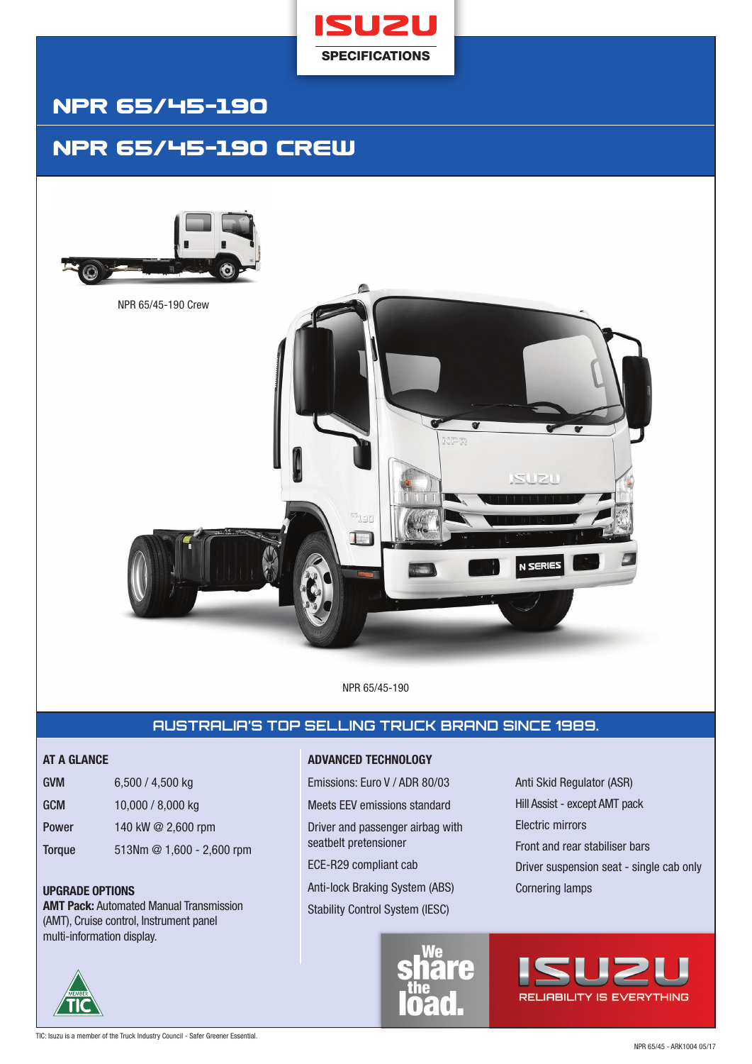ISUZU

SPECIFICATIONS

# NPR 65/45-190

# NPR 65/45-190 CREW

NPR 65/45-190 Crew

NPR 65/45-190

## AUSTRALIA'S TOP SELLING TRUCK BRAND SINCE 1989.

### AT A GLANCE

| | |
|---|---|
| GVM | 6,500 / 4,500 kg |
| GCM | 10,000 / 8,000 kg |
| Power | 140 kW @ 2,600 rpm |
| Torque | 513Nm @ 1,600 - 2,600 rpm |

### UPGRADE OPTIONS

**AMT Pack:** Automated Manual Transmission (AMT), Cruise control, Instrument panel multi-information display.

### ADVANCED TECHNOLOGY

- Emissions: Euro V / ADR 80/03
- Meets EEV emissions standard
- Driver and passenger airbag with seatbelt pretensioner
- ECE-R29 compliant cab
- Anti-lock Braking System (ABS)
- Stability Control System (IESC)
- Anti Skid Regulator (ASR)
- Hill Assist - except AMT pack
- Electric mirrors
- Front and rear stabiliser bars
- Driver suspension seat - single cab only
- Cornering lamps

We share the load.

ISUZU RELIABILITY IS EVERYTHING

MEMBER TIC

TIC: Isuzu is a member of the Truck Industry Council - Safer Greener Essential.

NPR 65/45 - ARK1004 05/17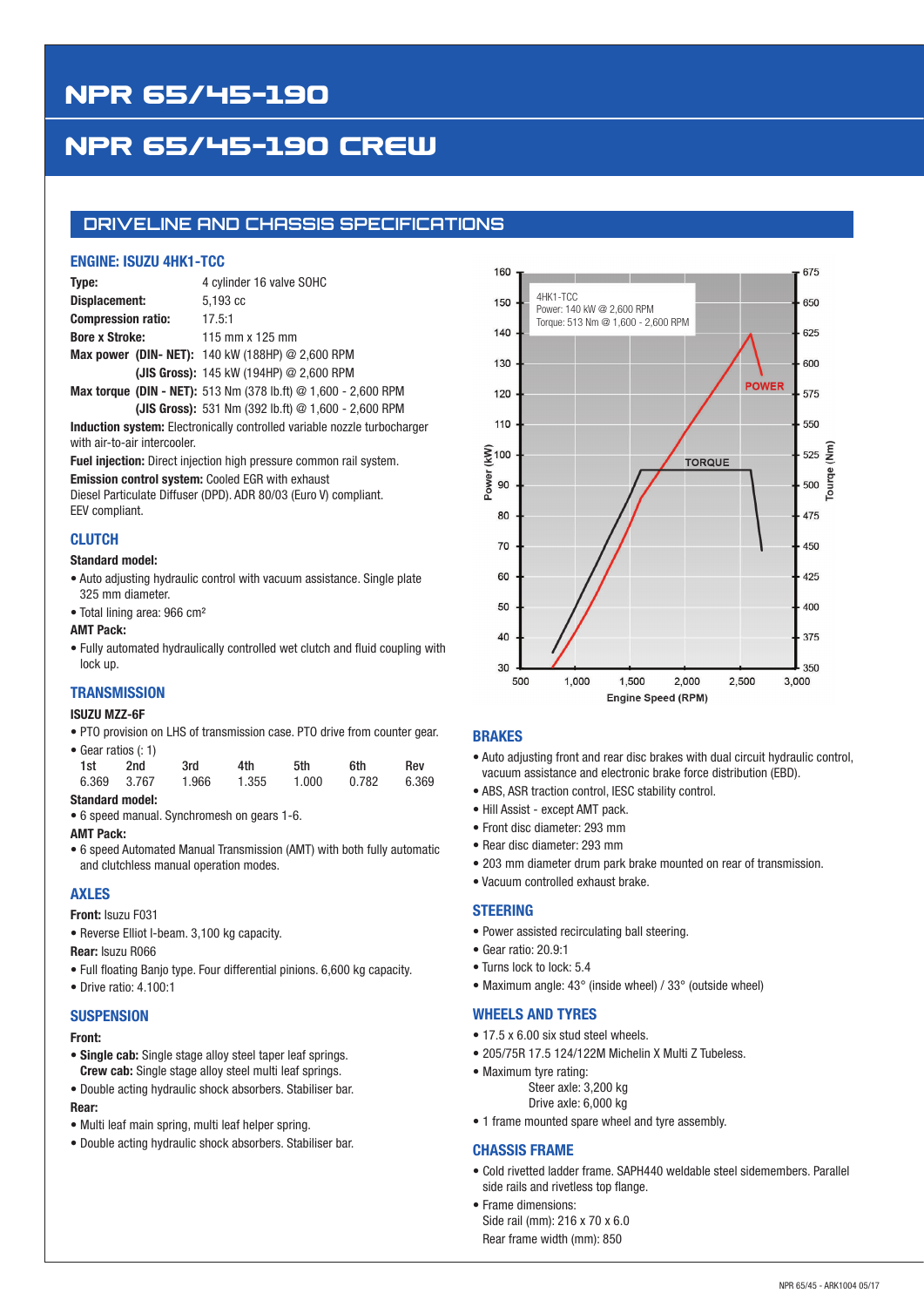# NPR 65/45-190

# NPR 65/45-190 CREW

## DRIVELINE AND CHASSIS SPECIFICATIONS

### ENGINE: ISUZU 4HK1-TCC

**Type:** 4 cylinder 16 valve SOHC

**Displacement:** 5,193 cc

**Compression ratio:** 17.5:1

**Bore x Stroke:** 115 mm x 125 mm

**Max power (DIN- NET):** 140 kW (188HP) @ 2,600 RPM

**(JIS Gross):** 145 kW (194HP) @ 2,600 RPM

**Max torque (DIN - NET):** 513 Nm (378 lb.ft) @ 1,600 - 2,600 RPM

**(JIS Gross):** 531 Nm (392 lb.ft) @ 1,600 - 2,600 RPM

**Induction system:** Electronically controlled variable nozzle turbocharger with air-to-air intercooler.

**Fuel injection:** Direct injection high pressure common rail system.

**Emission control system:** Cooled EGR with exhaust Diesel Particulate Diffuser (DPD). ADR 80/03 (Euro V) compliant. EEV compliant.

### CLUTCH

**Standard model:**

- Auto adjusting hydraulic control with vacuum assistance. Single plate 325 mm diameter.
- Total lining area: 966 cm²

**AMT Pack:**

- Fully automated hydraulically controlled wet clutch and fluid coupling with lock up.

### TRANSMISSION

**ISUZU MZZ-6F**

- PTO provision on LHS of transmission case. PTO drive from counter gear.
- Gear ratios (: 1)

| 1st | 2nd | 3rd | 4th | 5th | 6th | Rev |
|---|---|---|---|---|---|---|
| 6.369 | 3.767 | 1.966 | 1.355 | 1.000 | 0.782 | 6.369 |

**Standard model:**

- 6 speed manual. Synchromesh on gears 1-6.

**AMT Pack:**

- 6 speed Automated Manual Transmission (AMT) with both fully automatic and clutchless manual operation modes.

### AXLES

**Front:** Isuzu F031

- Reverse Elliot I-beam. 3,100 kg capacity.

**Rear:** Isuzu R066

- Full floating Banjo type. Four differential pinions. 6,600 kg capacity.
- Drive ratio: 4.100:1

### SUSPENSION

**Front:**

- **Single cab:** Single stage alloy steel taper leaf springs.
  **Crew cab:** Single stage alloy steel multi leaf springs.
- Double acting hydraulic shock absorbers. Stabiliser bar.

**Rear:**

- Multi leaf main spring, multi leaf helper spring.
- Double acting hydraulic shock absorbers. Stabiliser bar.

4HK1-TCC
Power: 140 kW @ 2,600 RPM
Torque: 513 Nm @ 1,600 - 2,600 RPM

### BRAKES

- Auto adjusting front and rear disc brakes with dual circuit hydraulic control, vacuum assistance and electronic brake force distribution (EBD).
- ABS, ASR traction control, IESC stability control.
- Hill Assist - except AMT pack.
- Front disc diameter: 293 mm
- Rear disc diameter: 293 mm
- 203 mm diameter drum park brake mounted on rear of transmission.
- Vacuum controlled exhaust brake.

### STEERING

- Power assisted recirculating ball steering.
- Gear ratio: 20.9:1
- Turns lock to lock: 5.4
- Maximum angle: 43° (inside wheel) / 33° (outside wheel)

### WHEELS AND TYRES

- 17.5 x 6.00 six stud steel wheels.
- 205/75R 17.5 124/122M Michelin X Multi Z Tubeless.
- Maximum tyre rating:
  Steer axle: 3,200 kg
  Drive axle: 6,000 kg
- 1 frame mounted spare wheel and tyre assembly.

### CHASSIS FRAME

- Cold rivetted ladder frame. SAPH440 weldable steel sidemembers. Parallel side rails and rivetless top flange.
- Frame dimensions:
  Side rail (mm): 216 x 70 x 6.0
  Rear frame width (mm): 850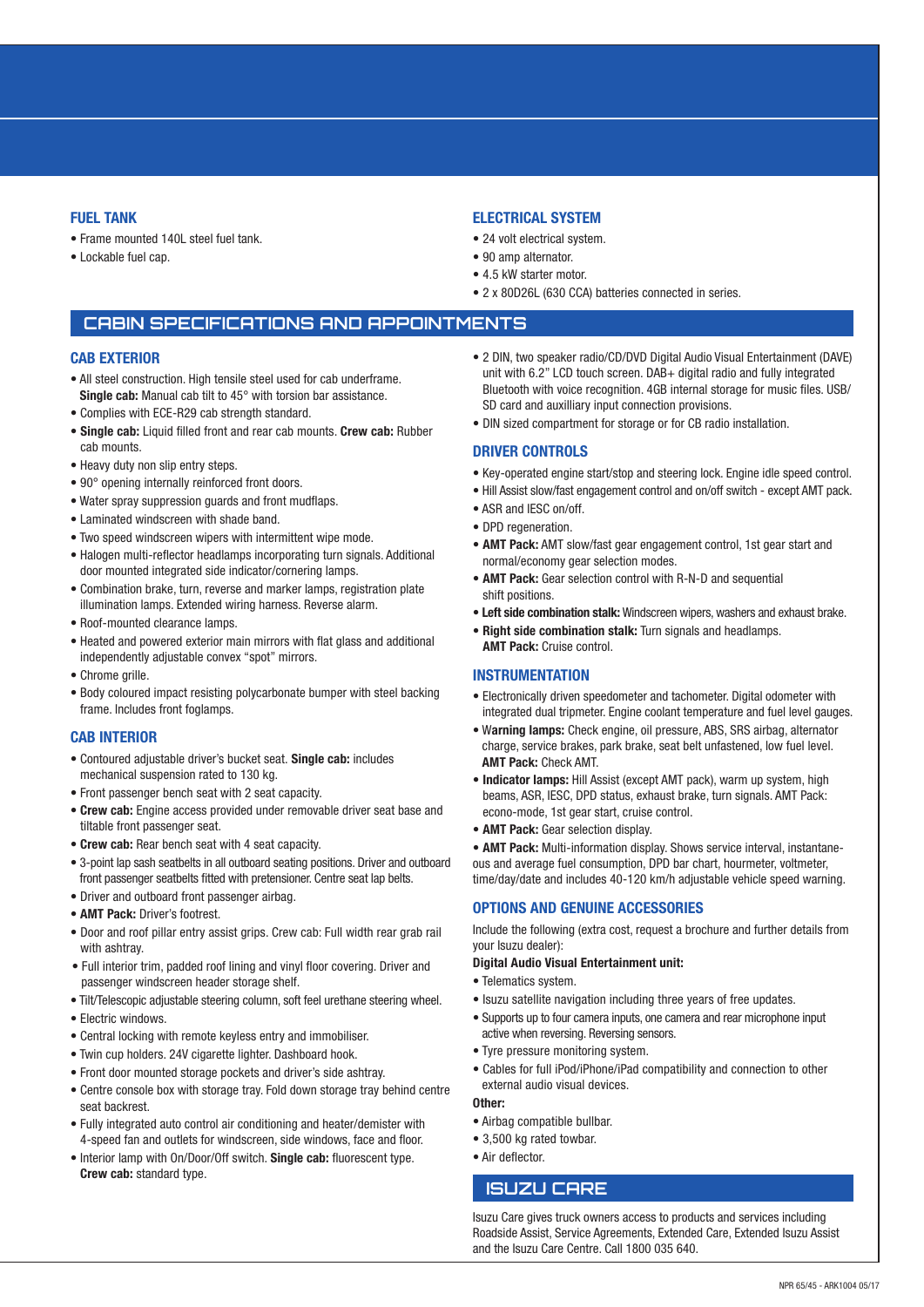### FUEL TANK

- Frame mounted 140L steel fuel tank.
- Lockable fuel cap.

### ELECTRICAL SYSTEM

- 24 volt electrical system.
- 90 amp alternator.
- 4.5 kW starter motor.
- 2 x 80D26L (630 CCA) batteries connected in series.

## CABIN SPECIFICATIONS AND APPOINTMENTS

### CAB EXTERIOR

- All steel construction. High tensile steel used for cab underframe. **Single cab:** Manual cab tilt to 45° with torsion bar assistance.
- Complies with ECE-R29 cab strength standard.
- **Single cab:** Liquid filled front and rear cab mounts. **Crew cab:** Rubber cab mounts.
- Heavy duty non slip entry steps.
- 90° opening internally reinforced front doors.
- Water spray suppression guards and front mudflaps.
- Laminated windscreen with shade band.
- Two speed windscreen wipers with intermittent wipe mode.
- Halogen multi-reflector headlamps incorporating turn signals. Additional door mounted integrated side indicator/cornering lamps.
- Combination brake, turn, reverse and marker lamps, registration plate illumination lamps. Extended wiring harness. Reverse alarm.
- Roof-mounted clearance lamps.
- Heated and powered exterior main mirrors with flat glass and additional independently adjustable convex "spot" mirrors.
- Chrome grille.
- Body coloured impact resisting polycarbonate bumper with steel backing frame. Includes front foglamps.

### CAB INTERIOR

- Contoured adjustable driver's bucket seat. **Single cab:** includes mechanical suspension rated to 130 kg.
- Front passenger bench seat with 2 seat capacity.
- **Crew cab:** Engine access provided under removable driver seat base and tiltable front passenger seat.
- **Crew cab:** Rear bench seat with 4 seat capacity.
- 3-point lap sash seatbelts in all outboard seating positions. Driver and outboard front passenger seatbelts fitted with pretensioner. Centre seat lap belts.
- Driver and outboard front passenger airbag.
- **AMT Pack:** Driver's footrest.
- Door and roof pillar entry assist grips. Crew cab: Full width rear grab rail with ashtray.
- Full interior trim, padded roof lining and vinyl floor covering. Driver and passenger windscreen header storage shelf.
- Tilt/Telescopic adjustable steering column, soft feel urethane steering wheel.
- Electric windows.
- Central locking with remote keyless entry and immobiliser.
- Twin cup holders. 24V cigarette lighter. Dashboard hook.
- Front door mounted storage pockets and driver's side ashtray.
- Centre console box with storage tray. Fold down storage tray behind centre seat backrest.
- Fully integrated auto control air conditioning and heater/demister with 4-speed fan and outlets for windscreen, side windows, face and floor.
- Interior lamp with On/Door/Off switch. **Single cab:** fluorescent type. **Crew cab:** standard type.
- 2 DIN, two speaker radio/CD/DVD Digital Audio Visual Entertainment (DAVE) unit with 6.2" LCD touch screen. DAB+ digital radio and fully integrated Bluetooth with voice recognition. 4GB internal storage for music files. USB/SD card and auxilliary input connection provisions.
- DIN sized compartment for storage or for CB radio installation.

### DRIVER CONTROLS

- Key-operated engine start/stop and steering lock. Engine idle speed control.
- Hill Assist slow/fast engagement control and on/off switch - except AMT pack.
- ASR and IESC on/off.
- DPD regeneration.
- **AMT Pack:** AMT slow/fast gear engagement control, 1st gear start and normal/economy gear selection modes.
- **AMT Pack:** Gear selection control with R-N-D and sequential shift positions.
- **Left side combination stalk:** Windscreen wipers, washers and exhaust brake.
- **Right side combination stalk:** Turn signals and headlamps. **AMT Pack:** Cruise control.

### INSTRUMENTATION

- Electronically driven speedometer and tachometer. Digital odometer with integrated dual tripmeter. Engine coolant temperature and fuel level gauges.
- **Warning lamps:** Check engine, oil pressure, ABS, SRS airbag, alternator charge, service brakes, park brake, seat belt unfastened, low fuel level. **AMT Pack:** Check AMT.
- **Indicator lamps:** Hill Assist (except AMT pack), warm up system, high beams, ASR, IESC, DPD status, exhaust brake, turn signals. AMT Pack: econo-mode, 1st gear start, cruise control.
- **AMT Pack:** Gear selection display.
- **AMT Pack:** Multi-information display. Shows service interval, instantaneous and average fuel consumption, DPD bar chart, hourmeter, voltmeter, time/day/date and includes 40-120 km/h adjustable vehicle speed warning.

### OPTIONS AND GENUINE ACCESSORIES

Include the following (extra cost, request a brochure and further details from your Isuzu dealer):

**Digital Audio Visual Entertainment unit:**

- Telematics system.
- Isuzu satellite navigation including three years of free updates.
- Supports up to four camera inputs, one camera and rear microphone input active when reversing. Reversing sensors.
- Tyre pressure monitoring system.
- Cables for full iPod/iPhone/iPad compatibility and connection to other external audio visual devices.

**Other:**

- Airbag compatible bullbar.
- 3,500 kg rated towbar.
- Air deflector.

## ISUZU CARE

Isuzu Care gives truck owners access to products and services including Roadside Assist, Service Agreements, Extended Care, Extended Isuzu Assist and the Isuzu Care Centre. Call 1800 035 640.

NPR 65/45 - ARK1004 05/17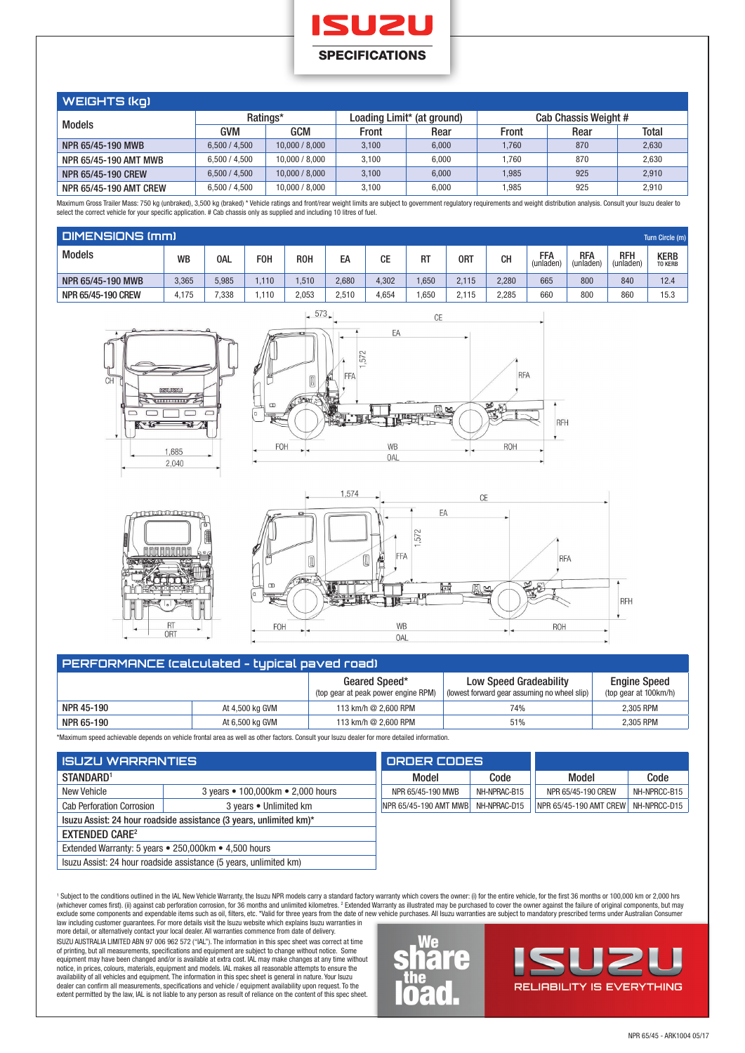# ISUZU

## SPECIFICATIONS

## WEIGHTS (kg)

| Models | Ratings* | | Loading Limit* (at ground) | | Cab Chassis Weight # | | |
|---|---|---|---|---|---|---|---|
| | GVM | GCM | Front | Rear | Front | Rear | Total |
| NPR 65/45-190 MWB | 6,500 / 4,500 | 10,000 / 8,000 | 3,100 | 6,000 | 1,760 | 870 | 2,630 |
| NPR 65/45-190 AMT MWB | 6,500 / 4,500 | 10,000 / 8,000 | 3,100 | 6,000 | 1,760 | 870 | 2,630 |
| NPR 65/45-190 CREW | 6,500 / 4,500 | 10,000 / 8,000 | 3,100 | 6,000 | 1,985 | 925 | 2,910 |
| NPR 65/45-190 AMT CREW | 6,500 / 4,500 | 10,000 / 8,000 | 3,100 | 6,000 | 1,985 | 925 | 2,910 |

Maximum Gross Trailer Mass: 750 kg (unbraked), 3,500 kg (braked) * Vehicle ratings and front/rear weight limits are subject to government regulatory requirements and weight distribution analysis. Consult your Isuzu dealer to select the correct vehicle for your specific application. # Cab chassis only as supplied and including 10 litres of fuel.

## DIMENSIONS (mm)

Turn Circle (m)

| Models | WB | OAL | FOH | ROH | EA | CE | RT | ORT | CH | FFA (unladen) | RFA (unladen) | RFH (unladen) | KERB TO KERB |
|---|---|---|---|---|---|---|---|---|---|---|---|---|---|
| NPR 65/45-190 MWB | 3,365 | 5,985 | 1,110 | 1,510 | 2,680 | 4,302 | 1,650 | 2,115 | 2,280 | 665 | 800 | 840 | 12.4 |
| NPR 65/45-190 CREW | 4,175 | 7,338 | 1,110 | 2,053 | 2,510 | 4,654 | 1,650 | 2,115 | 2,285 | 660 | 800 | 860 | 15.3 |

CH
1,685
2,040
573
CE
EA
1,572
FFA
RFA
RFH
FOH
WB
ROH
OAL

RT
ORT
1,574
CE
EA
1,572
FFA
RFA
RFH
FOH
WB
ROH
OAL

## PERFORMANCE (calculated - typical paved road)

| | | Geared Speed* (top gear at peak power engine RPM) | Low Speed Gradeability (lowest forward gear assuming no wheel slip) | Engine Speed (top gear at 100km/h) |
|---|---|---|---|---|
| NPR 45-190 | At 4,500 kg GVM | 113 km/h @ 2,600 RPM | 74% | 2,305 RPM |
| NPR 65-190 | At 6,500 kg GVM | 113 km/h @ 2,600 RPM | 51% | 2,305 RPM |

*Maximum speed achievable depends on vehicle frontal area as well as other factors. Consult your Isuzu dealer for more detailed information.

## ISUZU WARRANTIES

| | |
|---|---|
| **STANDARD[1]** | |
| New Vehicle | 3 years • 100,000km • 2,000 hours |
| Cab Perforation Corrosion | 3 years • Unlimited km |
| Isuzu Assist: 24 hour roadside assistance (3 years, unlimited km)* | |
| **EXTENDED CARE[2]** | |
| Extended Warranty: 5 years • 250,000km • 4,500 hours | |
| Isuzu Assist: 24 hour roadside assistance (5 years, unlimited km) | |

## ORDER CODES

| Model | Code | Model | Code |
|---|---|---|---|
| NPR 65/45-190 MWB | NH-NPRAC-B15 | NPR 65/45-190 CREW | NH-NPRCC-B15 |
| NPR 65/45-190 AMT MWB | NH-NPRAC-D15 | NPR 65/45-190 AMT CREW | NH-NPRCC-D15 |

[1] Subject to the conditions outlined in the IAL New Vehicle Warranty, the Isuzu NPR models carry a standard factory warranty which covers the owner: (i) for the entire vehicle, for the first 36 months or 100,000 km or 2,000 hrs (whichever comes first). (ii) against cab perforation corrosion, for 36 months and unlimited kilometres. [2] Extended Warranty as illustrated may be purchased to cover the owner against the failure of original components, but may exclude some components and expendable items such as oil, filters, etc. *Valid for three years from the date of new vehicle purchases. All Isuzu warranties are subject to mandatory prescribed terms under Australian Consumer law including customer guarantees. For more details visit the Isuzu website which explains Isuzu warranties in more detail, or alternatively contact your local dealer. All warranties commence from date of delivery.

ISUZU AUSTRALIA LIMITED ABN 97 006 962 572 ("IAL"). The information in this spec sheet was correct at time of printing, but all measurements, specifications and equipment are subject to change without notice. Some equipment may have been changed and/or is available at extra cost. IAL may make changes at any time without notice, in prices, colours, materials, equipment and models. IAL makes all reasonable attempts to ensure the availability of all vehicles and equipment. The information in this spec sheet is general in nature. Your Isuzu dealer can confirm all measurements, specifications and vehicle / equipment availability upon request. To the extent permitted by the law, IAL is not liable to any person as result of reliance on the content of this spec sheet.

We share the load.

ISUZU RELIABILITY IS EVERYTHING

NPR 65/45 - ARK1004 05/17